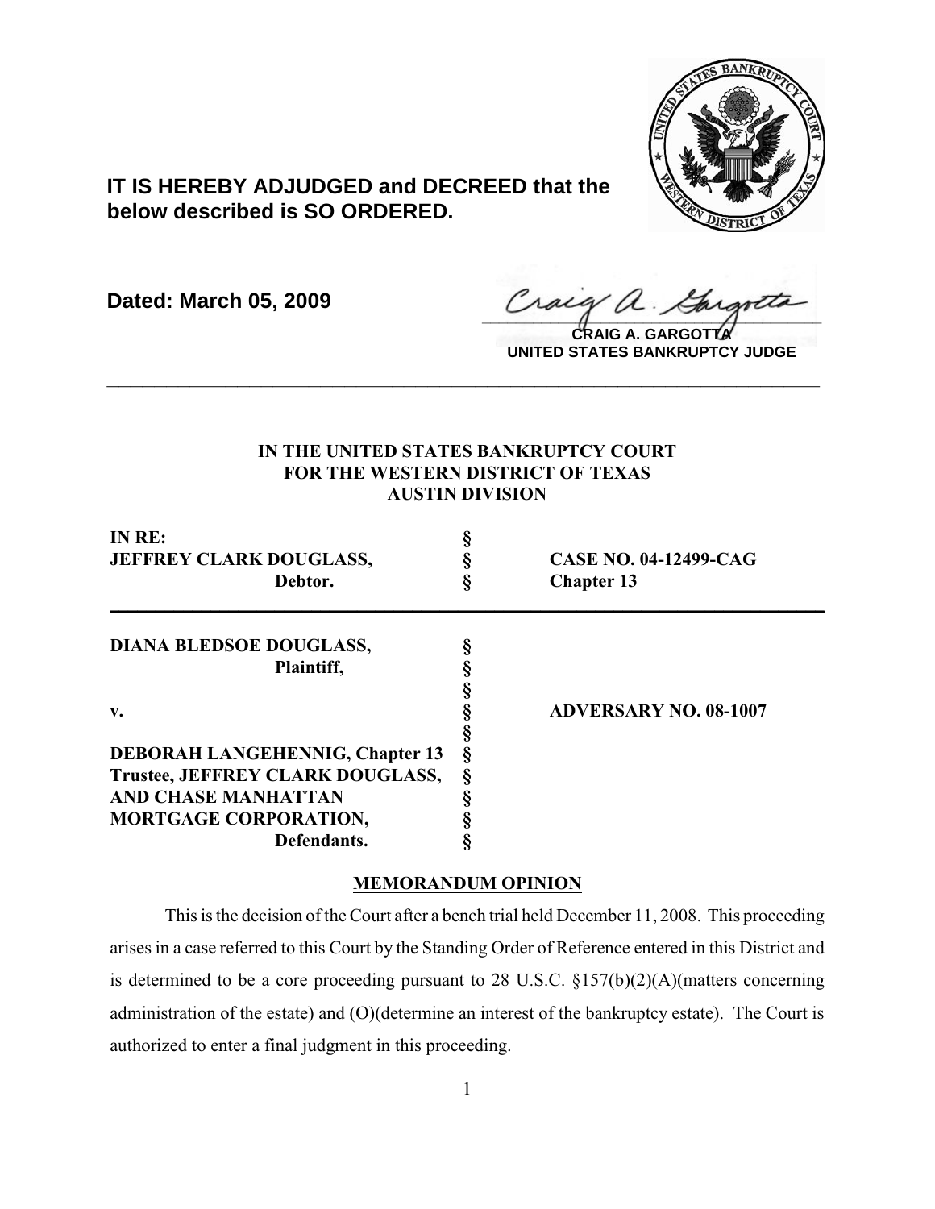**IT IS HEREBY ADJUDGED and DECREED that the below described is SO ORDERED.**

**Dated: March 05, 2009**

**CRAIG A. GARGOTTA**
**UNITED STATES BANKRUPTCY JUDGE**

---

**IN THE UNITED STATES BANKRUPTCY COURT**
**FOR THE WESTERN DISTRICT OF TEXAS**
**AUSTIN DIVISION**

| | | |
|---|---|---|
| **IN RE:** | § | |
| **JEFFREY CLARK DOUGLASS,** | § | **CASE NO. 04-12499-CAG** |
| **Debtor.** | § | **Chapter 13** |

| | | |
|---|---|---|
| **DIANA BLEDSOE DOUGLASS,** | § | |
| **Plaintiff,** | § | |
| | § | |
| **v.** | § | **ADVERSARY NO. 08-1007** |
| | § | |
| **DEBORAH LANGEHENNIG, Chapter 13** | § | |
| **Trustee, JEFFREY CLARK DOUGLASS,** | § | |
| **AND CHASE MANHATTAN** | § | |
| **MORTGAGE CORPORATION,** | § | |
| **Defendants.** | § | |

**MEMORANDUM OPINION**

This is the decision of the Court after a bench trial held December 11, 2008. This proceeding arises in a case referred to this Court by the Standing Order of Reference entered in this District and is determined to be a core proceeding pursuant to 28 U.S.C. §157(b)(2)(A)(matters concerning administration of the estate) and (O)(determine an interest of the bankruptcy estate). The Court is authorized to enter a final judgment in this proceeding.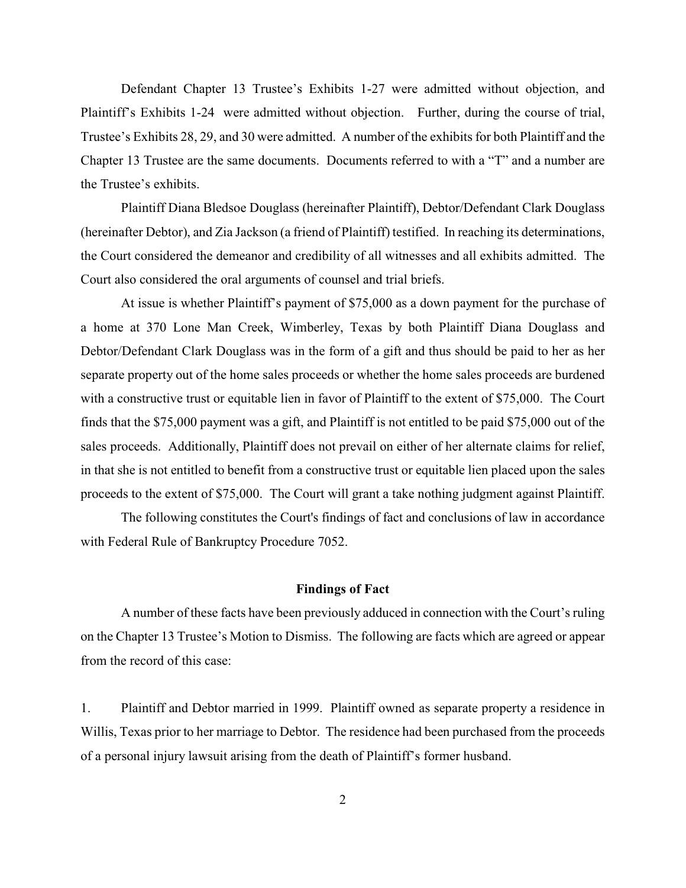Defendant Chapter 13 Trustee's Exhibits 1-27 were admitted without objection, and Plaintiff's Exhibits 1-24 were admitted without objection. Further, during the course of trial, Trustee's Exhibits 28, 29, and 30 were admitted. A number of the exhibits for both Plaintiff and the Chapter 13 Trustee are the same documents. Documents referred to with a "T" and a number are the Trustee's exhibits.

Plaintiff Diana Bledsoe Douglass (hereinafter Plaintiff), Debtor/Defendant Clark Douglass (hereinafter Debtor), and Zia Jackson (a friend of Plaintiff) testified. In reaching its determinations, the Court considered the demeanor and credibility of all witnesses and all exhibits admitted. The Court also considered the oral arguments of counsel and trial briefs.

At issue is whether Plaintiff's payment of $75,000 as a down payment for the purchase of a home at 370 Lone Man Creek, Wimberley, Texas by both Plaintiff Diana Douglass and Debtor/Defendant Clark Douglass was in the form of a gift and thus should be paid to her as her separate property out of the home sales proceeds or whether the home sales proceeds are burdened with a constructive trust or equitable lien in favor of Plaintiff to the extent of $75,000. The Court finds that the $75,000 payment was a gift, and Plaintiff is not entitled to be paid $75,000 out of the sales proceeds. Additionally, Plaintiff does not prevail on either of her alternate claims for relief, in that she is not entitled to benefit from a constructive trust or equitable lien placed upon the sales proceeds to the extent of $75,000. The Court will grant a take nothing judgment against Plaintiff.

The following constitutes the Court's findings of fact and conclusions of law in accordance with Federal Rule of Bankruptcy Procedure 7052.

**Findings of Fact**

A number of these facts have been previously adduced in connection with the Court's ruling on the Chapter 13 Trustee's Motion to Dismiss. The following are facts which are agreed or appear from the record of this case:

1. Plaintiff and Debtor married in 1999. Plaintiff owned as separate property a residence in Willis, Texas prior to her marriage to Debtor. The residence had been purchased from the proceeds of a personal injury lawsuit arising from the death of Plaintiff's former husband.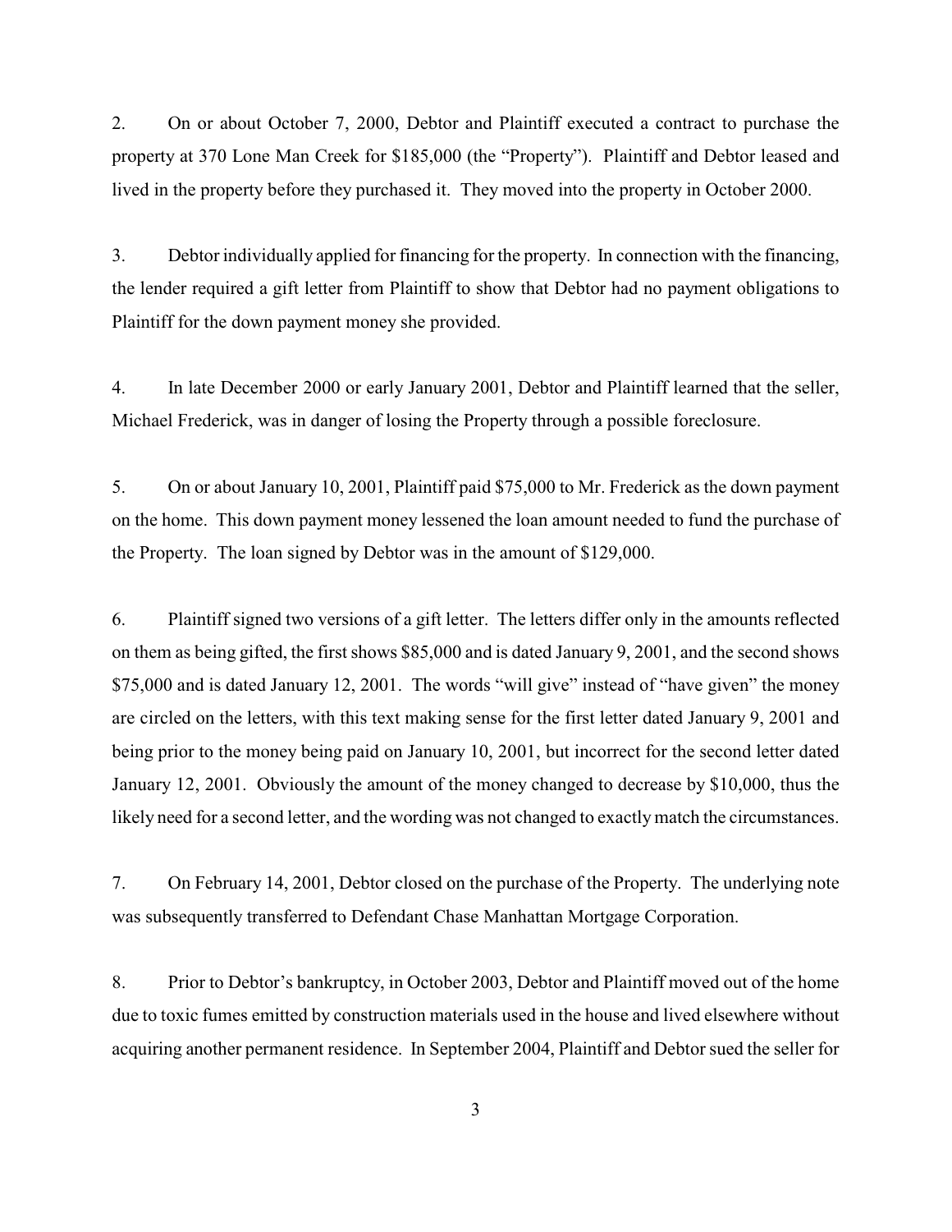2. On or about October 7, 2000, Debtor and Plaintiff executed a contract to purchase the property at 370 Lone Man Creek for $185,000 (the "Property"). Plaintiff and Debtor leased and lived in the property before they purchased it. They moved into the property in October 2000.

3. Debtor individually applied for financing for the property. In connection with the financing, the lender required a gift letter from Plaintiff to show that Debtor had no payment obligations to Plaintiff for the down payment money she provided.

4. In late December 2000 or early January 2001, Debtor and Plaintiff learned that the seller, Michael Frederick, was in danger of losing the Property through a possible foreclosure.

5. On or about January 10, 2001, Plaintiff paid $75,000 to Mr. Frederick as the down payment on the home. This down payment money lessened the loan amount needed to fund the purchase of the Property. The loan signed by Debtor was in the amount of $129,000.

6. Plaintiff signed two versions of a gift letter. The letters differ only in the amounts reflected on them as being gifted, the first shows $85,000 and is dated January 9, 2001, and the second shows $75,000 and is dated January 12, 2001. The words "will give" instead of "have given" the money are circled on the letters, with this text making sense for the first letter dated January 9, 2001 and being prior to the money being paid on January 10, 2001, but incorrect for the second letter dated January 12, 2001. Obviously the amount of the money changed to decrease by $10,000, thus the likely need for a second letter, and the wording was not changed to exactly match the circumstances.

7. On February 14, 2001, Debtor closed on the purchase of the Property. The underlying note was subsequently transferred to Defendant Chase Manhattan Mortgage Corporation.

8. Prior to Debtor's bankruptcy, in October 2003, Debtor and Plaintiff moved out of the home due to toxic fumes emitted by construction materials used in the house and lived elsewhere without acquiring another permanent residence. In September 2004, Plaintiff and Debtor sued the seller for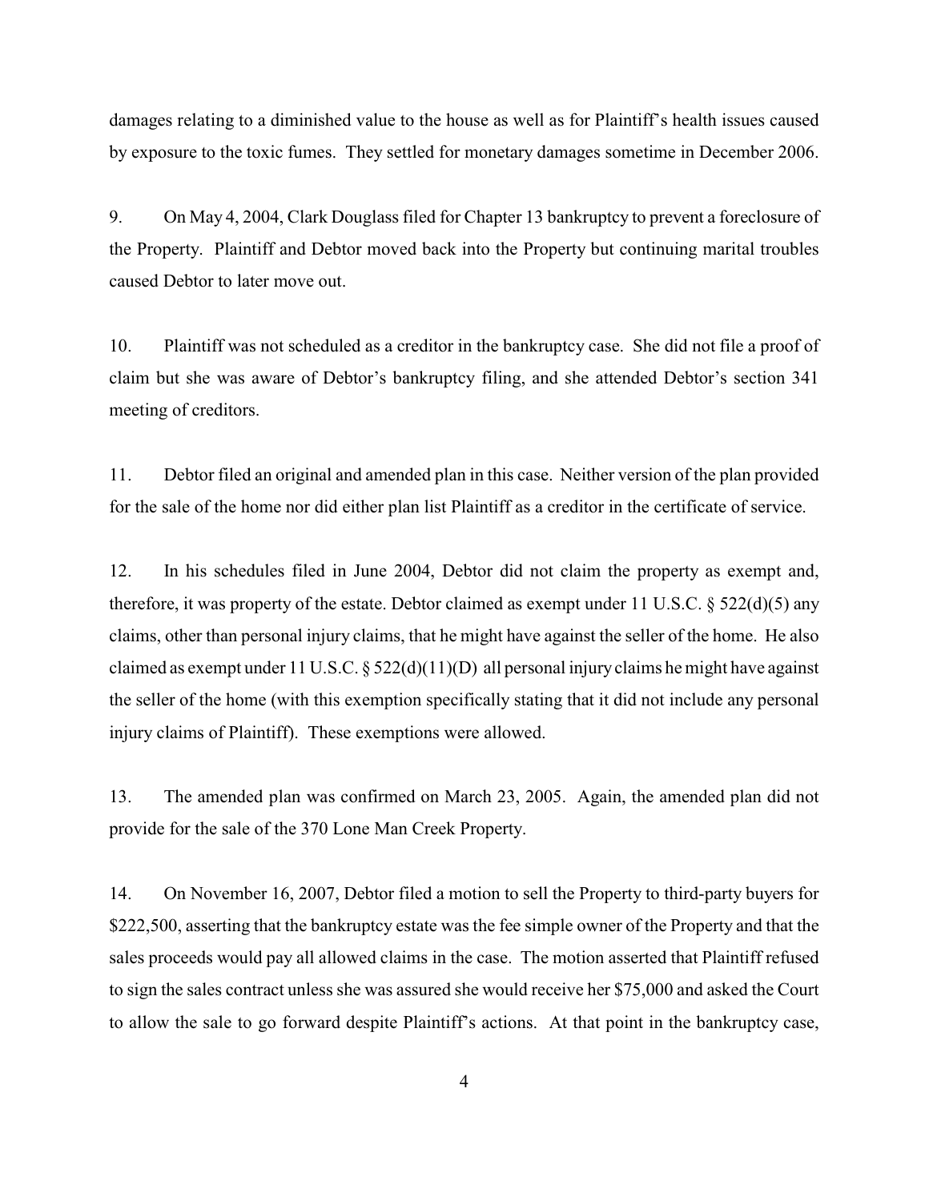damages relating to a diminished value to the house as well as for Plaintiff's health issues caused by exposure to the toxic fumes. They settled for monetary damages sometime in December 2006.

9. On May 4, 2004, Clark Douglass filed for Chapter 13 bankruptcy to prevent a foreclosure of the Property. Plaintiff and Debtor moved back into the Property but continuing marital troubles caused Debtor to later move out.

10. Plaintiff was not scheduled as a creditor in the bankruptcy case. She did not file a proof of claim but she was aware of Debtor's bankruptcy filing, and she attended Debtor's section 341 meeting of creditors.

11. Debtor filed an original and amended plan in this case. Neither version of the plan provided for the sale of the home nor did either plan list Plaintiff as a creditor in the certificate of service.

12. In his schedules filed in June 2004, Debtor did not claim the property as exempt and, therefore, it was property of the estate. Debtor claimed as exempt under 11 U.S.C. § 522(d)(5) any claims, other than personal injury claims, that he might have against the seller of the home. He also claimed as exempt under 11 U.S.C. § 522(d)(11)(D) all personal injury claims he might have against the seller of the home (with this exemption specifically stating that it did not include any personal injury claims of Plaintiff). These exemptions were allowed.

13. The amended plan was confirmed on March 23, 2005. Again, the amended plan did not provide for the sale of the 370 Lone Man Creek Property.

14. On November 16, 2007, Debtor filed a motion to sell the Property to third-party buyers for $222,500, asserting that the bankruptcy estate was the fee simple owner of the Property and that the sales proceeds would pay all allowed claims in the case. The motion asserted that Plaintiff refused to sign the sales contract unless she was assured she would receive her $75,000 and asked the Court to allow the sale to go forward despite Plaintiff's actions. At that point in the bankruptcy case,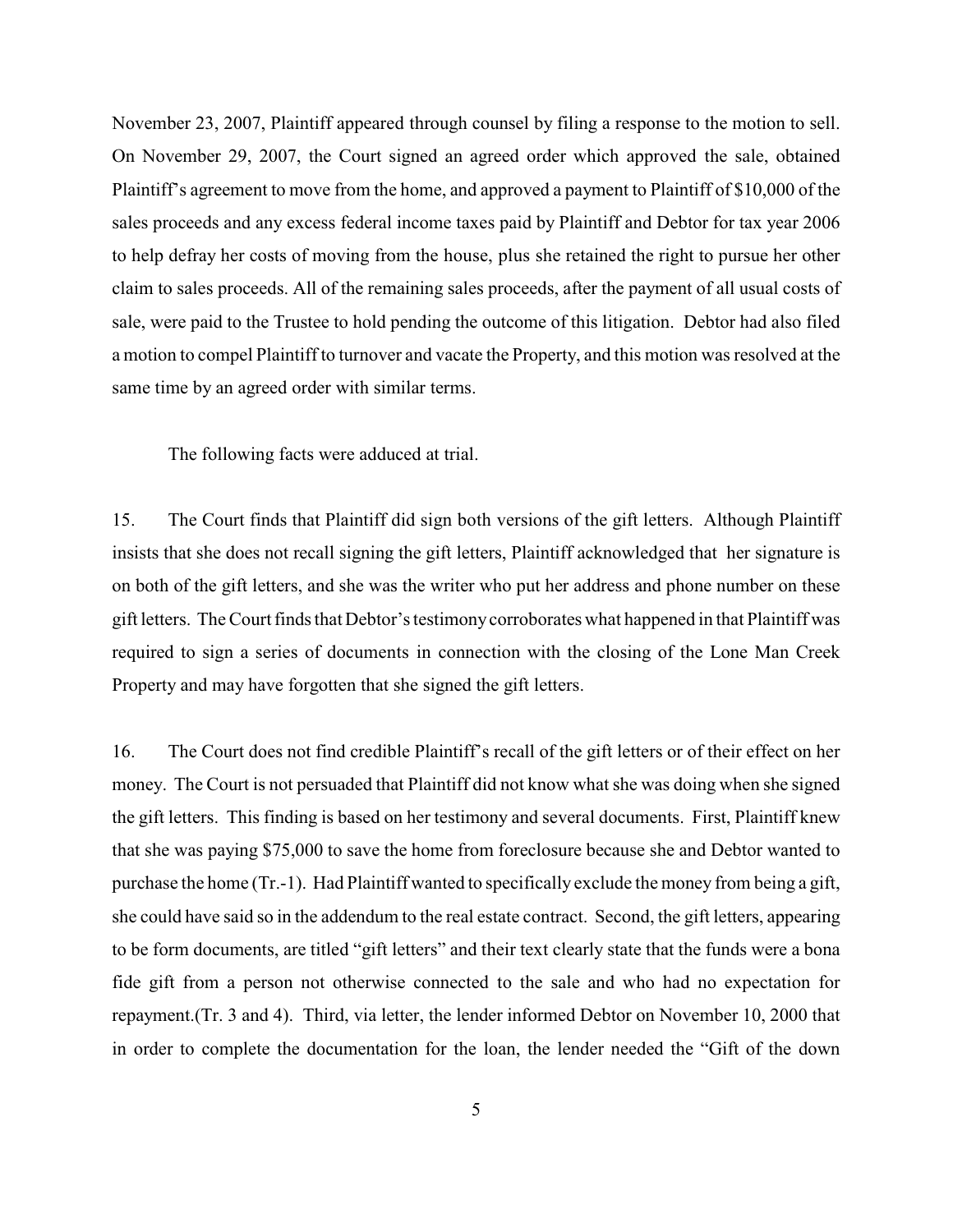November 23, 2007, Plaintiff appeared through counsel by filing a response to the motion to sell. On November 29, 2007, the Court signed an agreed order which approved the sale, obtained Plaintiff's agreement to move from the home, and approved a payment to Plaintiff of $10,000 of the sales proceeds and any excess federal income taxes paid by Plaintiff and Debtor for tax year 2006 to help defray her costs of moving from the house, plus she retained the right to pursue her other claim to sales proceeds. All of the remaining sales proceeds, after the payment of all usual costs of sale, were paid to the Trustee to hold pending the outcome of this litigation. Debtor had also filed a motion to compel Plaintiff to turnover and vacate the Property, and this motion was resolved at the same time by an agreed order with similar terms.

The following facts were adduced at trial.

15. The Court finds that Plaintiff did sign both versions of the gift letters. Although Plaintiff insists that she does not recall signing the gift letters, Plaintiff acknowledged that her signature is on both of the gift letters, and she was the writer who put her address and phone number on these gift letters. The Court finds that Debtor's testimony corroborates what happened in that Plaintiff was required to sign a series of documents in connection with the closing of the Lone Man Creek Property and may have forgotten that she signed the gift letters.

16. The Court does not find credible Plaintiff's recall of the gift letters or of their effect on her money. The Court is not persuaded that Plaintiff did not know what she was doing when she signed the gift letters. This finding is based on her testimony and several documents. First, Plaintiff knew that she was paying $75,000 to save the home from foreclosure because she and Debtor wanted to purchase the home (Tr.-1). Had Plaintiff wanted to specifically exclude the money from being a gift, she could have said so in the addendum to the real estate contract. Second, the gift letters, appearing to be form documents, are titled "gift letters" and their text clearly state that the funds were a bona fide gift from a person not otherwise connected to the sale and who had no expectation for repayment.(Tr. 3 and 4). Third, via letter, the lender informed Debtor on November 10, 2000 that in order to complete the documentation for the loan, the lender needed the "Gift of the down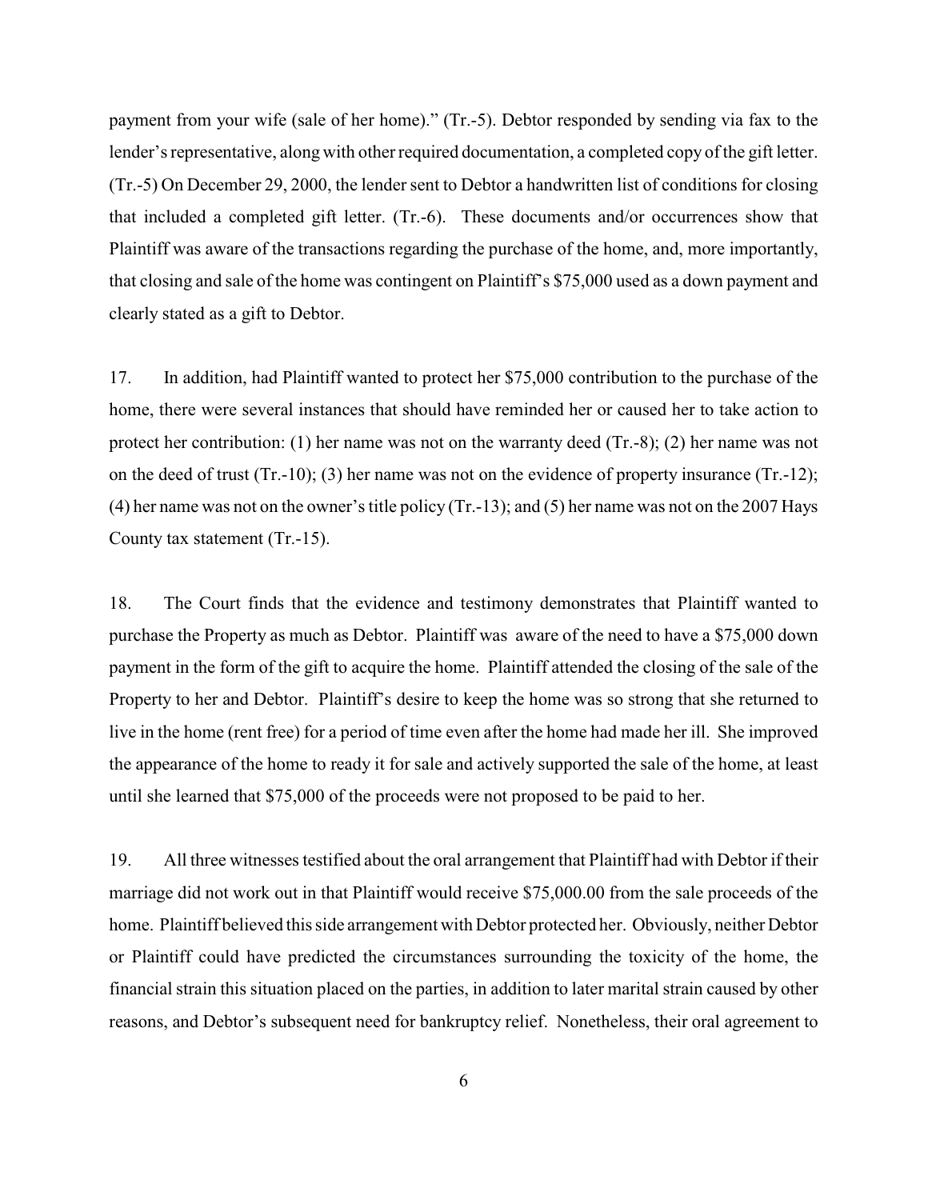payment from your wife (sale of her home)." (Tr.-5). Debtor responded by sending via fax to the lender's representative, along with other required documentation, a completed copy of the gift letter. (Tr.-5) On December 29, 2000, the lender sent to Debtor a handwritten list of conditions for closing that included a completed gift letter. (Tr.-6). These documents and/or occurrences show that Plaintiff was aware of the transactions regarding the purchase of the home, and, more importantly, that closing and sale of the home was contingent on Plaintiff's $75,000 used as a down payment and clearly stated as a gift to Debtor.

17. In addition, had Plaintiff wanted to protect her $75,000 contribution to the purchase of the home, there were several instances that should have reminded her or caused her to take action to protect her contribution: (1) her name was not on the warranty deed (Tr.-8); (2) her name was not on the deed of trust (Tr.-10); (3) her name was not on the evidence of property insurance (Tr.-12); (4) her name was not on the owner's title policy (Tr.-13); and (5) her name was not on the 2007 Hays County tax statement (Tr.-15).

18. The Court finds that the evidence and testimony demonstrates that Plaintiff wanted to purchase the Property as much as Debtor. Plaintiff was aware of the need to have a $75,000 down payment in the form of the gift to acquire the home. Plaintiff attended the closing of the sale of the Property to her and Debtor. Plaintiff's desire to keep the home was so strong that she returned to live in the home (rent free) for a period of time even after the home had made her ill. She improved the appearance of the home to ready it for sale and actively supported the sale of the home, at least until she learned that $75,000 of the proceeds were not proposed to be paid to her.

19. All three witnesses testified about the oral arrangement that Plaintiff had with Debtor if their marriage did not work out in that Plaintiff would receive $75,000.00 from the sale proceeds of the home. Plaintiff believed this side arrangement with Debtor protected her. Obviously, neither Debtor or Plaintiff could have predicted the circumstances surrounding the toxicity of the home, the financial strain this situation placed on the parties, in addition to later marital strain caused by other reasons, and Debtor's subsequent need for bankruptcy relief. Nonetheless, their oral agreement to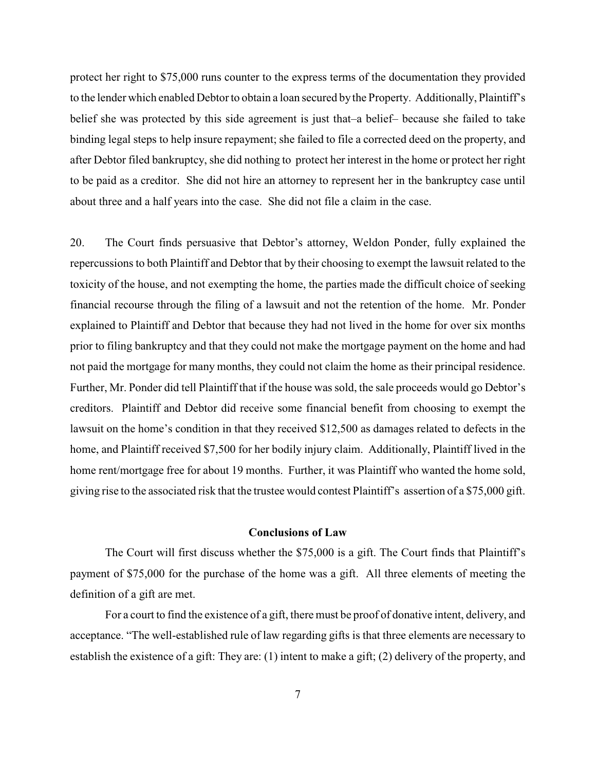protect her right to $75,000 runs counter to the express terms of the documentation they provided to the lender which enabled Debtor to obtain a loan secured by the Property. Additionally, Plaintiff's belief she was protected by this side agreement is just that–a belief– because she failed to take binding legal steps to help insure repayment; she failed to file a corrected deed on the property, and after Debtor filed bankruptcy, she did nothing to protect her interest in the home or protect her right to be paid as a creditor. She did not hire an attorney to represent her in the bankruptcy case until about three and a half years into the case. She did not file a claim in the case.

20. The Court finds persuasive that Debtor's attorney, Weldon Ponder, fully explained the repercussions to both Plaintiff and Debtor that by their choosing to exempt the lawsuit related to the toxicity of the house, and not exempting the home, the parties made the difficult choice of seeking financial recourse through the filing of a lawsuit and not the retention of the home. Mr. Ponder explained to Plaintiff and Debtor that because they had not lived in the home for over six months prior to filing bankruptcy and that they could not make the mortgage payment on the home and had not paid the mortgage for many months, they could not claim the home as their principal residence. Further, Mr. Ponder did tell Plaintiff that if the house was sold, the sale proceeds would go Debtor's creditors. Plaintiff and Debtor did receive some financial benefit from choosing to exempt the lawsuit on the home's condition in that they received $12,500 as damages related to defects in the home, and Plaintiff received $7,500 for her bodily injury claim. Additionally, Plaintiff lived in the home rent/mortgage free for about 19 months. Further, it was Plaintiff who wanted the home sold, giving rise to the associated risk that the trustee would contest Plaintiff's assertion of a $75,000 gift.

## Conclusions of Law

The Court will first discuss whether the $75,000 is a gift. The Court finds that Plaintiff's payment of $75,000 for the purchase of the home was a gift. All three elements of meeting the definition of a gift are met.

For a court to find the existence of a gift, there must be proof of donative intent, delivery, and acceptance. "The well-established rule of law regarding gifts is that three elements are necessary to establish the existence of a gift: They are: (1) intent to make a gift; (2) delivery of the property, and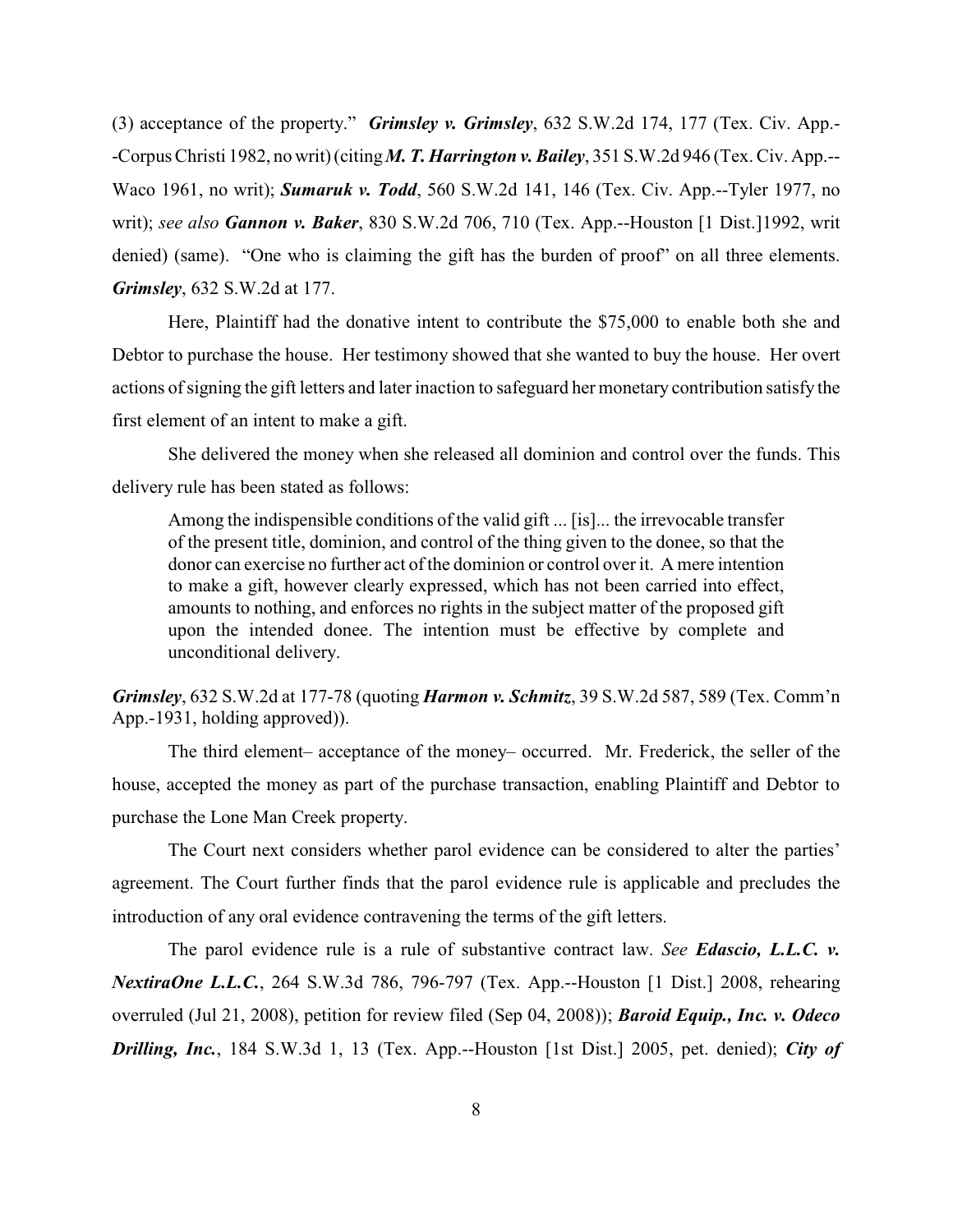(3) acceptance of the property." ***Grimsley v. Grimsley***, 632 S.W.2d 174, 177 (Tex. Civ. App.--Corpus Christi 1982, no writ) (citing ***M. T. Harrington v. Bailey***, 351 S.W.2d 946 (Tex. Civ. App.--Waco 1961, no writ); ***Sumaruk v. Todd***, 560 S.W.2d 141, 146 (Tex. Civ. App.--Tyler 1977, no writ); *see also* ***Gannon v. Baker***, 830 S.W.2d 706, 710 (Tex. App.--Houston [1 Dist.]1992, writ denied) (same). "One who is claiming the gift has the burden of proof" on all three elements. ***Grimsley***, 632 S.W.2d at 177.

Here, Plaintiff had the donative intent to contribute the $75,000 to enable both she and Debtor to purchase the house. Her testimony showed that she wanted to buy the house. Her overt actions of signing the gift letters and later inaction to safeguard her monetary contribution satisfy the first element of an intent to make a gift.

She delivered the money when she released all dominion and control over the funds. This delivery rule has been stated as follows:

> Among the indispensible conditions of the valid gift ... [is]... the irrevocable transfer of the present title, dominion, and control of the thing given to the donee, so that the donor can exercise no further act of the dominion or control over it. A mere intention to make a gift, however clearly expressed, which has not been carried into effect, amounts to nothing, and enforces no rights in the subject matter of the proposed gift upon the intended donee. The intention must be effective by complete and unconditional delivery.

***Grimsley***, 632 S.W.2d at 177-78 (quoting ***Harmon v. Schmitz***, 39 S.W.2d 587, 589 (Tex. Comm'n App.-1931, holding approved)).

The third element– acceptance of the money– occurred. Mr. Frederick, the seller of the house, accepted the money as part of the purchase transaction, enabling Plaintiff and Debtor to purchase the Lone Man Creek property.

The Court next considers whether parol evidence can be considered to alter the parties' agreement. The Court further finds that the parol evidence rule is applicable and precludes the introduction of any oral evidence contravening the terms of the gift letters.

The parol evidence rule is a rule of substantive contract law. *See* ***Edascio, L.L.C. v. NextiraOne L.L.C.***, 264 S.W.3d 786, 796-797 (Tex. App.--Houston [1 Dist.] 2008, rehearing overruled (Jul 21, 2008), petition for review filed (Sep 04, 2008)); ***Baroid Equip., Inc. v. Odeco Drilling, Inc.***, 184 S.W.3d 1, 13 (Tex. App.--Houston [1st Dist.] 2005, pet. denied); ***City of***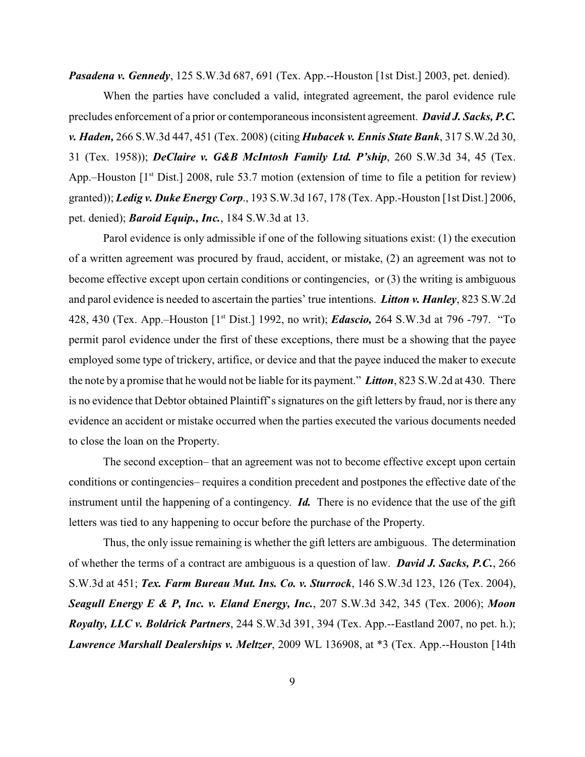***Pasadena v. Gennedy***, 125 S.W.3d 687, 691 (Tex. App.--Houston [1st Dist.] 2003, pet. denied).

When the parties have concluded a valid, integrated agreement, the parol evidence rule precludes enforcement of a prior or contemporaneous inconsistent agreement. ***David J. Sacks, P.C. v. Haden,*** 266 S.W.3d 447, 451 (Tex. 2008) (citing ***Hubacek v. Ennis State Bank***, 317 S.W.2d 30, 31 (Tex. 1958)); ***DeClaire v. G&B McIntosh Family Ltd. P'ship***, 260 S.W.3d 34, 45 (Tex. App.–Houston [1st Dist.] 2008, rule 53.7 motion (extension of time to file a petition for review) granted)); ***Ledig v. Duke Energy Corp***., 193 S.W.3d 167, 178 (Tex. App.-Houston [1st Dist.] 2006, pet. denied); ***Baroid Equip., Inc.***, 184 S.W.3d at 13.

Parol evidence is only admissible if one of the following situations exist: (1) the execution of a written agreement was procured by fraud, accident, or mistake, (2) an agreement was not to become effective except upon certain conditions or contingencies, or (3) the writing is ambiguous and parol evidence is needed to ascertain the parties' true intentions. ***Litton v. Hanley***, 823 S.W.2d 428, 430 (Tex. App.–Houston [1st Dist.] 1992, no writ); ***Edascio,*** 264 S.W.3d at 796 -797. "To permit parol evidence under the first of these exceptions, there must be a showing that the payee employed some type of trickery, artifice, or device and that the payee induced the maker to execute the note by a promise that he would not be liable for its payment." ***Litton***, 823 S.W.2d at 430. There is no evidence that Debtor obtained Plaintiff's signatures on the gift letters by fraud, nor is there any evidence an accident or mistake occurred when the parties executed the various documents needed to close the loan on the Property.

The second exception– that an agreement was not to become effective except upon certain conditions or contingencies– requires a condition precedent and postpones the effective date of the instrument until the happening of a contingency. ***Id.*** There is no evidence that the use of the gift letters was tied to any happening to occur before the purchase of the Property.

Thus, the only issue remaining is whether the gift letters are ambiguous. The determination of whether the terms of a contract are ambiguous is a question of law. ***David J. Sacks, P.C.***, 266 S.W.3d at 451; ***Tex. Farm Bureau Mut. Ins. Co. v. Sturrock***, 146 S.W.3d 123, 126 (Tex. 2004), ***Seagull Energy E & P, Inc. v. Eland Energy, Inc.***, 207 S.W.3d 342, 345 (Tex. 2006); ***Moon Royalty, LLC v. Boldrick Partners***, 244 S.W.3d 391, 394 (Tex. App.--Eastland 2007, no pet. h.); ***Lawrence Marshall Dealerships v. Meltzer***, 2009 WL 136908, at *3 (Tex. App.--Houston [14th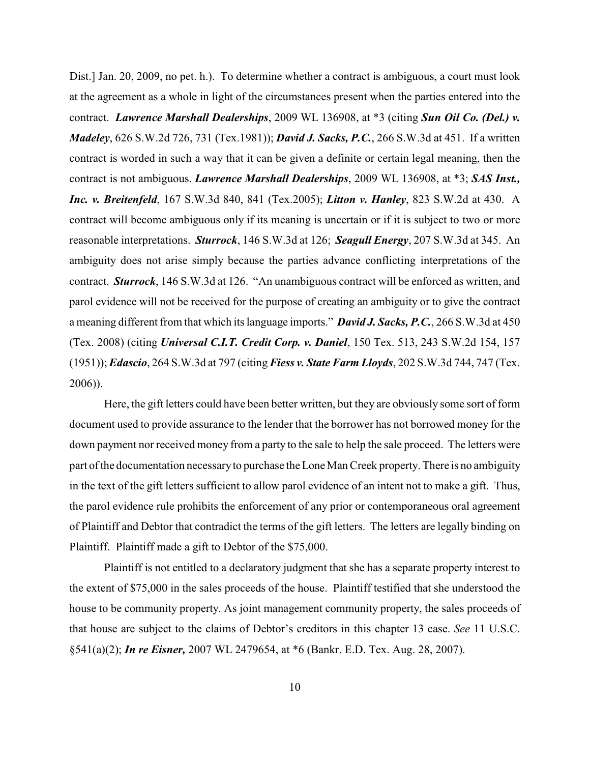Dist.] Jan. 20, 2009, no pet. h.). To determine whether a contract is ambiguous, a court must look at the agreement as a whole in light of the circumstances present when the parties entered into the contract. ***Lawrence Marshall Dealerships***, 2009 WL 136908, at *3 (citing ***Sun Oil Co. (Del.) v. Madeley***, 626 S.W.2d 726, 731 (Tex.1981)); ***David J. Sacks, P.C.***, 266 S.W.3d at 451. If a written contract is worded in such a way that it can be given a definite or certain legal meaning, then the contract is not ambiguous. ***Lawrence Marshall Dealerships***, 2009 WL 136908, at *3; ***SAS Inst., Inc. v. Breitenfeld***, 167 S.W.3d 840, 841 (Tex.2005); ***Litton v. Hanley***, 823 S.W.2d at 430. A contract will become ambiguous only if its meaning is uncertain or if it is subject to two or more reasonable interpretations. ***Sturrock***, 146 S.W.3d at 126; ***Seagull Energy***, 207 S.W.3d at 345. An ambiguity does not arise simply because the parties advance conflicting interpretations of the contract. ***Sturrock***, 146 S.W.3d at 126. "An unambiguous contract will be enforced as written, and parol evidence will not be received for the purpose of creating an ambiguity or to give the contract a meaning different from that which its language imports." ***David J. Sacks, P.C.***, 266 S.W.3d at 450 (Tex. 2008) (citing ***Universal C.I.T. Credit Corp. v. Daniel***, 150 Tex. 513, 243 S.W.2d 154, 157 (1951)); ***Edascio***, 264 S.W.3d at 797 (citing ***Fiess v. State Farm Lloyds***, 202 S.W.3d 744, 747 (Tex. 2006)).

Here, the gift letters could have been better written, but they are obviously some sort of form document used to provide assurance to the lender that the borrower has not borrowed money for the down payment nor received money from a party to the sale to help the sale proceed. The letters were part of the documentation necessary to purchase the Lone Man Creek property. There is no ambiguity in the text of the gift letters sufficient to allow parol evidence of an intent not to make a gift. Thus, the parol evidence rule prohibits the enforcement of any prior or contemporaneous oral agreement of Plaintiff and Debtor that contradict the terms of the gift letters. The letters are legally binding on Plaintiff. Plaintiff made a gift to Debtor of the $75,000.

Plaintiff is not entitled to a declaratory judgment that she has a separate property interest to the extent of $75,000 in the sales proceeds of the house. Plaintiff testified that she understood the house to be community property. As joint management community property, the sales proceeds of that house are subject to the claims of Debtor's creditors in this chapter 13 case. *See* 11 U.S.C. §541(a)(2); ***In re Eisner,*** 2007 WL 2479654, at *6 (Bankr. E.D. Tex. Aug. 28, 2007).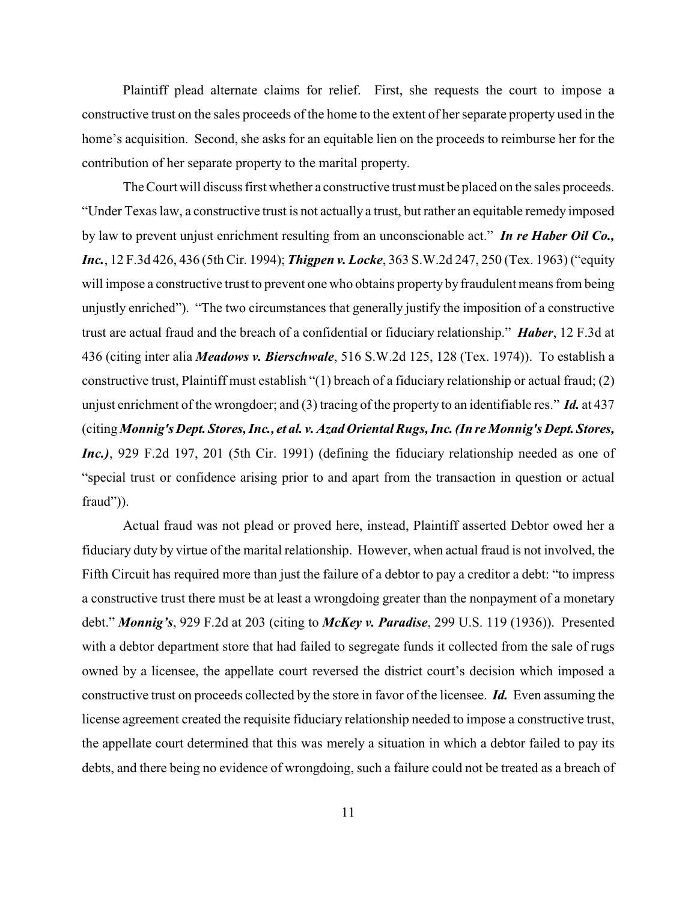Plaintiff plead alternate claims for relief. First, she requests the court to impose a constructive trust on the sales proceeds of the home to the extent of her separate property used in the home's acquisition. Second, she asks for an equitable lien on the proceeds to reimburse her for the contribution of her separate property to the marital property.

The Court will discuss first whether a constructive trust must be placed on the sales proceeds. "Under Texas law, a constructive trust is not actually a trust, but rather an equitable remedy imposed by law to prevent unjust enrichment resulting from an unconscionable act." ***In re Haber Oil Co., Inc.***, 12 F.3d 426, 436 (5th Cir. 1994); ***Thigpen v. Locke***, 363 S.W.2d 247, 250 (Tex. 1963) ("equity will impose a constructive trust to prevent one who obtains property by fraudulent means from being unjustly enriched"). "The two circumstances that generally justify the imposition of a constructive trust are actual fraud and the breach of a confidential or fiduciary relationship." ***Haber***, 12 F.3d at 436 (citing inter alia ***Meadows v. Bierschwale***, 516 S.W.2d 125, 128 (Tex. 1974)). To establish a constructive trust, Plaintiff must establish "(1) breach of a fiduciary relationship or actual fraud; (2) unjust enrichment of the wrongdoer; and (3) tracing of the property to an identifiable res." ***Id.*** at 437 (citing ***Monnig's Dept. Stores, Inc., et al. v. Azad Oriental Rugs, Inc. (In re Monnig's Dept. Stores, Inc.)***, 929 F.2d 197, 201 (5th Cir. 1991) (defining the fiduciary relationship needed as one of "special trust or confidence arising prior to and apart from the transaction in question or actual fraud")).

Actual fraud was not plead or proved here, instead, Plaintiff asserted Debtor owed her a fiduciary duty by virtue of the marital relationship. However, when actual fraud is not involved, the Fifth Circuit has required more than just the failure of a debtor to pay a creditor a debt: "to impress a constructive trust there must be at least a wrongdoing greater than the nonpayment of a monetary debt." ***Monnig's***, 929 F.2d at 203 (citing to ***McKey v. Paradise***, 299 U.S. 119 (1936)). Presented with a debtor department store that had failed to segregate funds it collected from the sale of rugs owned by a licensee, the appellate court reversed the district court's decision which imposed a constructive trust on proceeds collected by the store in favor of the licensee. ***Id.*** Even assuming the license agreement created the requisite fiduciary relationship needed to impose a constructive trust, the appellate court determined that this was merely a situation in which a debtor failed to pay its debts, and there being no evidence of wrongdoing, such a failure could not be treated as a breach of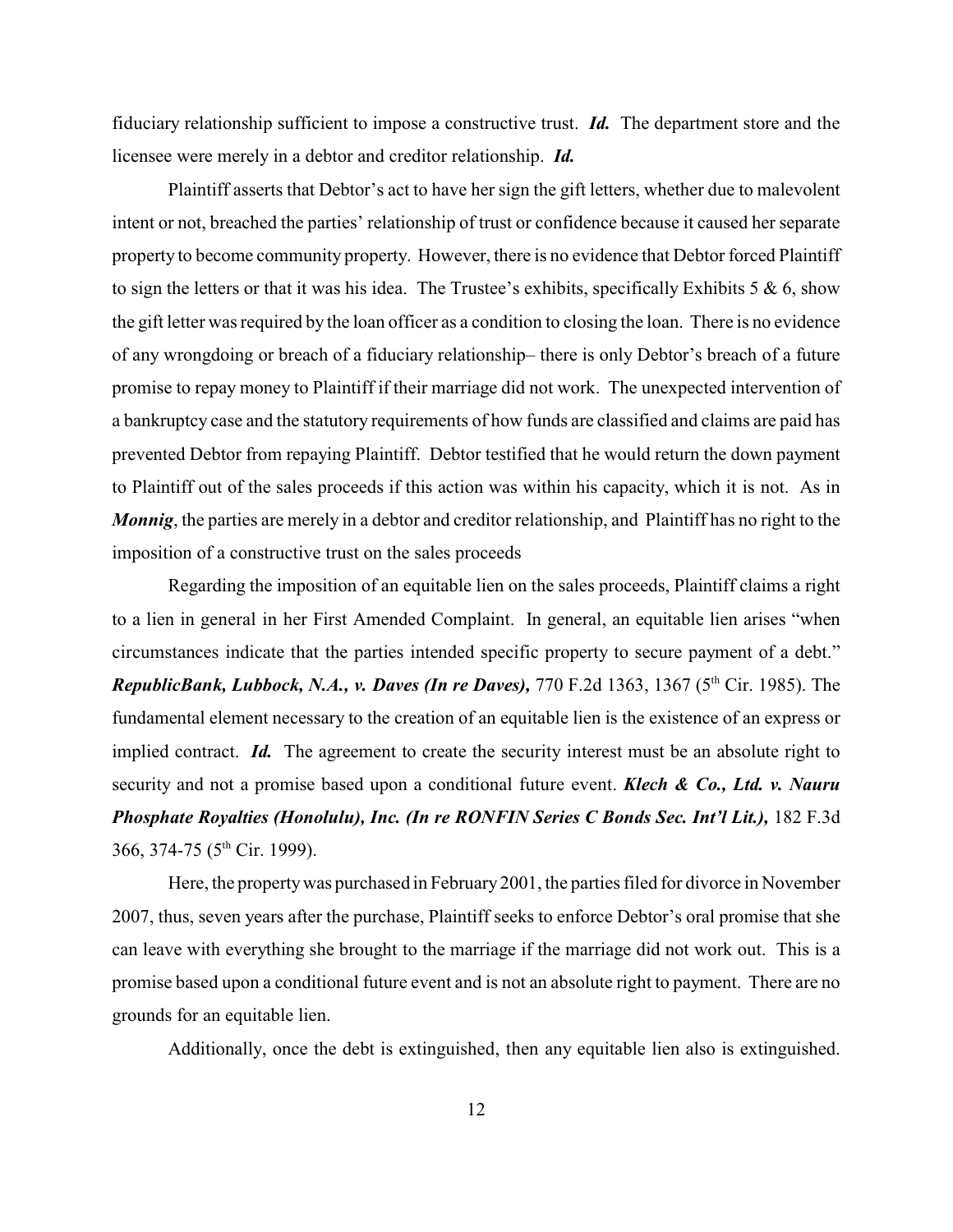fiduciary relationship sufficient to impose a constructive trust. ***Id.*** The department store and the licensee were merely in a debtor and creditor relationship. ***Id.***

Plaintiff asserts that Debtor's act to have her sign the gift letters, whether due to malevolent intent or not, breached the parties' relationship of trust or confidence because it caused her separate property to become community property. However, there is no evidence that Debtor forced Plaintiff to sign the letters or that it was his idea. The Trustee's exhibits, specifically Exhibits 5 & 6, show the gift letter was required by the loan officer as a condition to closing the loan. There is no evidence of any wrongdoing or breach of a fiduciary relationship– there is only Debtor's breach of a future promise to repay money to Plaintiff if their marriage did not work. The unexpected intervention of a bankruptcy case and the statutory requirements of how funds are classified and claims are paid has prevented Debtor from repaying Plaintiff. Debtor testified that he would return the down payment to Plaintiff out of the sales proceeds if this action was within his capacity, which it is not. As in ***Monnig***, the parties are merely in a debtor and creditor relationship, and Plaintiff has no right to the imposition of a constructive trust on the sales proceeds

Regarding the imposition of an equitable lien on the sales proceeds, Plaintiff claims a right to a lien in general in her First Amended Complaint. In general, an equitable lien arises "when circumstances indicate that the parties intended specific property to secure payment of a debt." ***RepublicBank, Lubbock, N.A., v. Daves (In re Daves),*** 770 F.2d 1363, 1367 (5th Cir. 1985). The fundamental element necessary to the creation of an equitable lien is the existence of an express or implied contract. ***Id.*** The agreement to create the security interest must be an absolute right to security and not a promise based upon a conditional future event. ***Klech & Co., Ltd. v. Nauru Phosphate Royalties (Honolulu), Inc. (In re RONFIN Series C Bonds Sec. Int'l Lit.),*** 182 F.3d 366, 374-75 (5th Cir. 1999).

Here, the property was purchased in February 2001, the parties filed for divorce in November 2007, thus, seven years after the purchase, Plaintiff seeks to enforce Debtor's oral promise that she can leave with everything she brought to the marriage if the marriage did not work out. This is a promise based upon a conditional future event and is not an absolute right to payment. There are no grounds for an equitable lien.

Additionally, once the debt is extinguished, then any equitable lien also is extinguished.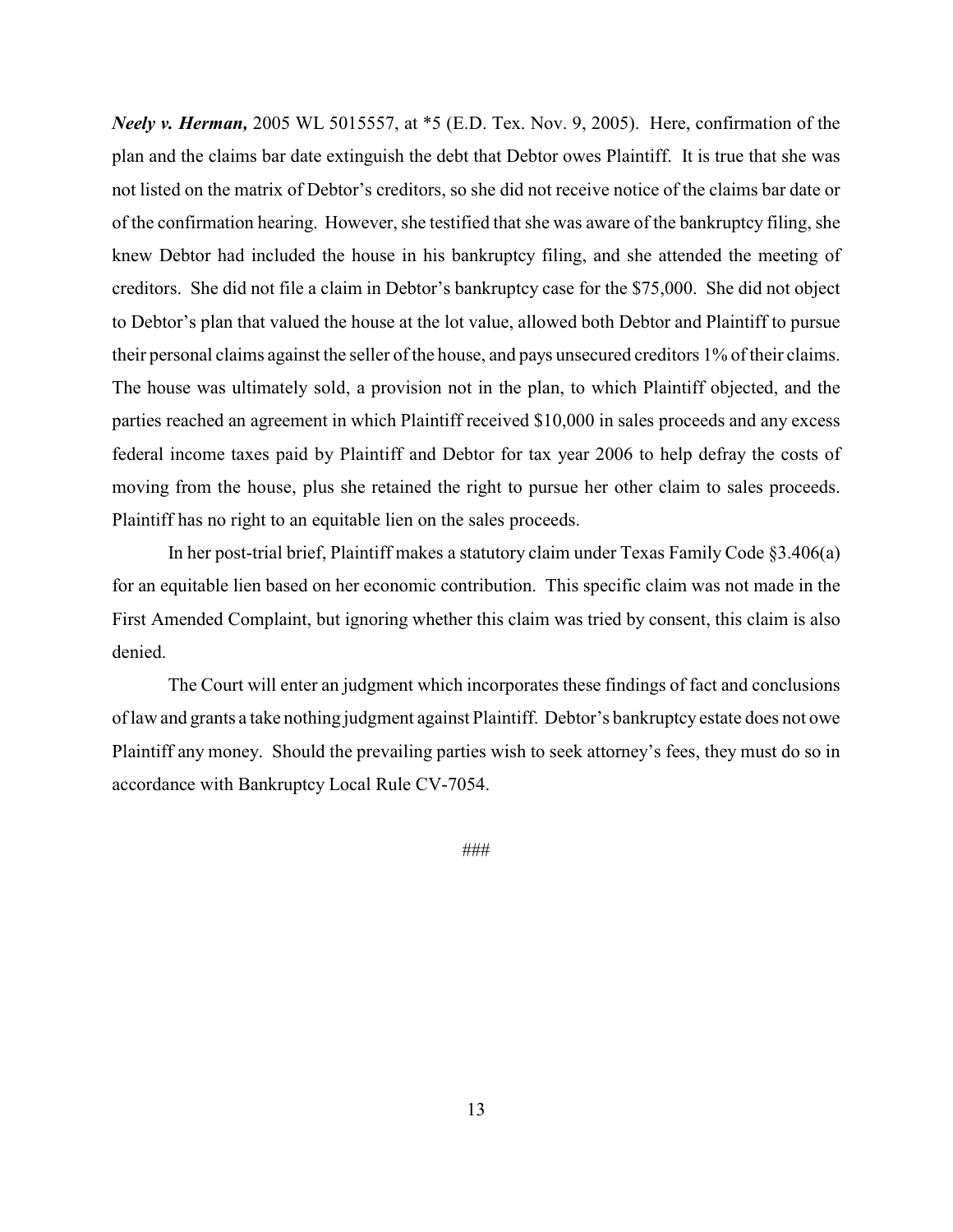***Neely v. Herman***, 2005 WL 5015557, at *5 (E.D. Tex. Nov. 9, 2005). Here, confirmation of the plan and the claims bar date extinguish the debt that Debtor owes Plaintiff. It is true that she was not listed on the matrix of Debtor's creditors, so she did not receive notice of the claims bar date or of the confirmation hearing. However, she testified that she was aware of the bankruptcy filing, she knew Debtor had included the house in his bankruptcy filing, and she attended the meeting of creditors. She did not file a claim in Debtor's bankruptcy case for the $75,000. She did not object to Debtor's plan that valued the house at the lot value, allowed both Debtor and Plaintiff to pursue their personal claims against the seller of the house, and pays unsecured creditors 1% of their claims. The house was ultimately sold, a provision not in the plan, to which Plaintiff objected, and the parties reached an agreement in which Plaintiff received $10,000 in sales proceeds and any excess federal income taxes paid by Plaintiff and Debtor for tax year 2006 to help defray the costs of moving from the house, plus she retained the right to pursue her other claim to sales proceeds. Plaintiff has no right to an equitable lien on the sales proceeds.

In her post-trial brief, Plaintiff makes a statutory claim under Texas Family Code §3.406(a) for an equitable lien based on her economic contribution. This specific claim was not made in the First Amended Complaint, but ignoring whether this claim was tried by consent, this claim is also denied.

The Court will enter an judgment which incorporates these findings of fact and conclusions of law and grants a take nothing judgment against Plaintiff. Debtor's bankruptcy estate does not owe Plaintiff any money. Should the prevailing parties wish to seek attorney's fees, they must do so in accordance with Bankruptcy Local Rule CV-7054.

###